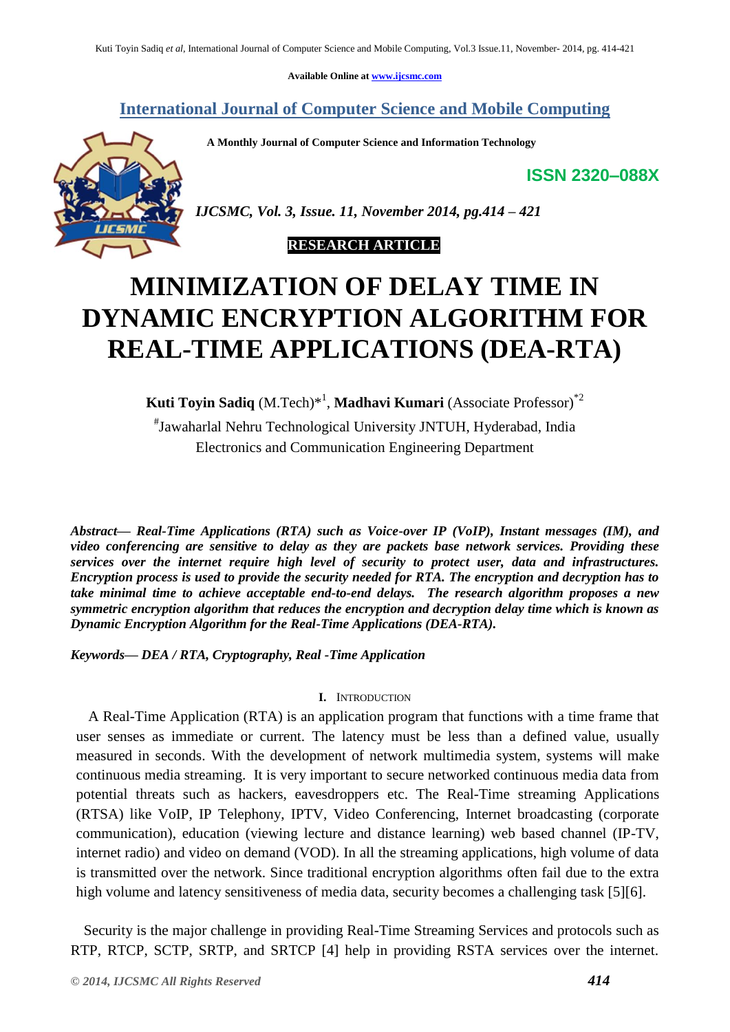Available Online at www.ijcsmc.com

## International Journal of Computer Science and Mobile Computing

**A Monthly Journal of Computer Science and Information Technology**

**ISSN 2320–088X**

*IJCSMC, Vol. 3, Issue. 11, November 2014, pg.414 – 421*

**RESEARCH ARTICLE**

# MINIMIZATION OF DELAY TIME IN DYNAMIC ENCRYPTION ALGORITHM FOR REAL-TIME APPLICATIONS (DEA-RTA)

**Kuti Toyin Sadiq** (M.Tech)*[1], **Madhavi Kumari** (Associate Professor)*[2]

[#]Jawaharlal Nehru Technological University JNTUH, Hyderabad, India
Electronics and Communication Engineering Department

***Abstract***— ***Real-Time Applications (RTA) such as Voice-over IP (VoIP), Instant messages (IM), and video conferencing are sensitive to delay as they are packets base network services. Providing these services over the internet require high level of security to protect user, data and infrastructures. Encryption process is used to provide the security needed for RTA. The encryption and decryption has to take minimal time to achieve acceptable end-to-end delays. The research algorithm proposes a new symmetric encryption algorithm that reduces the encryption and decryption delay time which is known as Dynamic Encryption Algorithm for the Real-Time Applications (DEA-RTA).***

***Keywords***— ***DEA / RTA, Cryptography, Real -Time Application***

## I. INTRODUCTION

A Real-Time Application (RTA) is an application program that functions with a time frame that user senses as immediate or current. The latency must be less than a defined value, usually measured in seconds. With the development of network multimedia system, systems will make continuous media streaming. It is very important to secure networked continuous media data from potential threats such as hackers, eavesdroppers etc. The Real-Time streaming Applications (RTSA) like VoIP, IP Telephony, IPTV, Video Conferencing, Internet broadcasting (corporate communication), education (viewing lecture and distance learning) web based channel (IP-TV, internet radio) and video on demand (VOD). In all the streaming applications, high volume of data is transmitted over the network. Since traditional encryption algorithms often fail due to the extra high volume and latency sensitiveness of media data, security becomes a challenging task [5][6].

Security is the major challenge in providing Real-Time Streaming Services and protocols such as RTP, RTCP, SCTP, SRTP, and SRTCP [4] help in providing RSTA services over the internet.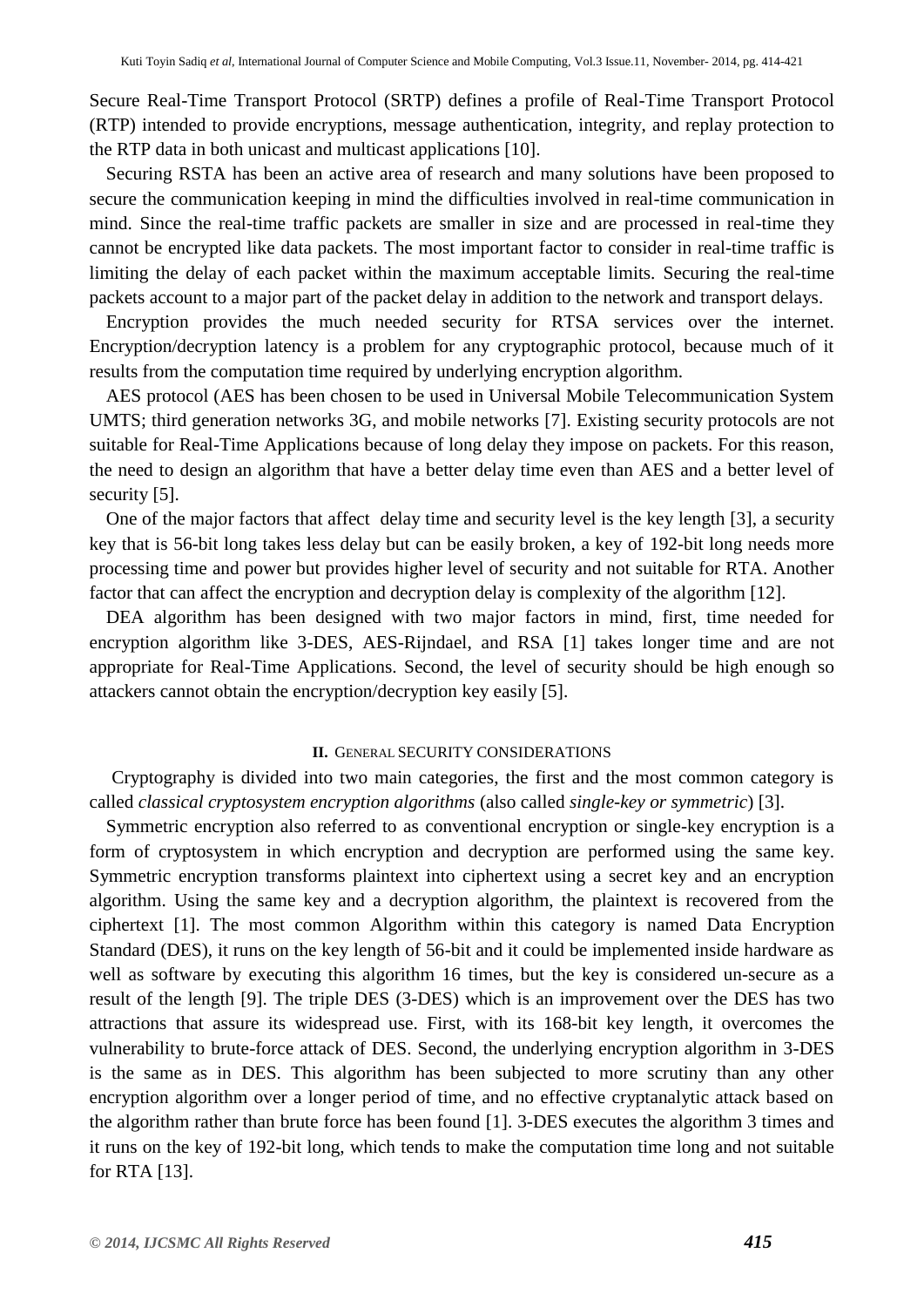Secure Real-Time Transport Protocol (SRTP) defines a profile of Real-Time Transport Protocol (RTP) intended to provide encryptions, message authentication, integrity, and replay protection to the RTP data in both unicast and multicast applications [10].

Securing RSTA has been an active area of research and many solutions have been proposed to secure the communication keeping in mind the difficulties involved in real-time communication in mind. Since the real-time traffic packets are smaller in size and are processed in real-time they cannot be encrypted like data packets. The most important factor to consider in real-time traffic is limiting the delay of each packet within the maximum acceptable limits. Securing the real-time packets account to a major part of the packet delay in addition to the network and transport delays.

Encryption provides the much needed security for RTSA services over the internet. Encryption/decryption latency is a problem for any cryptographic protocol, because much of it results from the computation time required by underlying encryption algorithm.

AES protocol (AES has been chosen to be used in Universal Mobile Telecommunication System UMTS; third generation networks 3G, and mobile networks [7]. Existing security protocols are not suitable for Real-Time Applications because of long delay they impose on packets. For this reason, the need to design an algorithm that have a better delay time even than AES and a better level of security [5].

One of the major factors that affect delay time and security level is the key length [3], a security key that is 56-bit long takes less delay but can be easily broken, a key of 192-bit long needs more processing time and power but provides higher level of security and not suitable for RTA. Another factor that can affect the encryption and decryption delay is complexity of the algorithm [12].

DEA algorithm has been designed with two major factors in mind, first, time needed for encryption algorithm like 3-DES, AES-Rijndael, and RSA [1] takes longer time and are not appropriate for Real-Time Applications. Second, the level of security should be high enough so attackers cannot obtain the encryption/decryption key easily [5].

## II. General Security Considerations

Cryptography is divided into two main categories, the first and the most common category is called *classical cryptosystem encryption algorithms* (also called *single-key or symmetric*) [3].

Symmetric encryption also referred to as conventional encryption or single-key encryption is a form of cryptosystem in which encryption and decryption are performed using the same key. Symmetric encryption transforms plaintext into ciphertext using a secret key and an encryption algorithm. Using the same key and a decryption algorithm, the plaintext is recovered from the ciphertext [1]. The most common Algorithm within this category is named Data Encryption Standard (DES), it runs on the key length of 56-bit and it could be implemented inside hardware as well as software by executing this algorithm 16 times, but the key is considered un-secure as a result of the length [9]. The triple DES (3-DES) which is an improvement over the DES has two attractions that assure its widespread use. First, with its 168-bit key length, it overcomes the vulnerability to brute-force attack of DES. Second, the underlying encryption algorithm in 3-DES is the same as in DES. This algorithm has been subjected to more scrutiny than any other encryption algorithm over a longer period of time, and no effective cryptanalytic attack based on the algorithm rather than brute force has been found [1]. 3-DES executes the algorithm 3 times and it runs on the key of 192-bit long, which tends to make the computation time long and not suitable for RTA [13].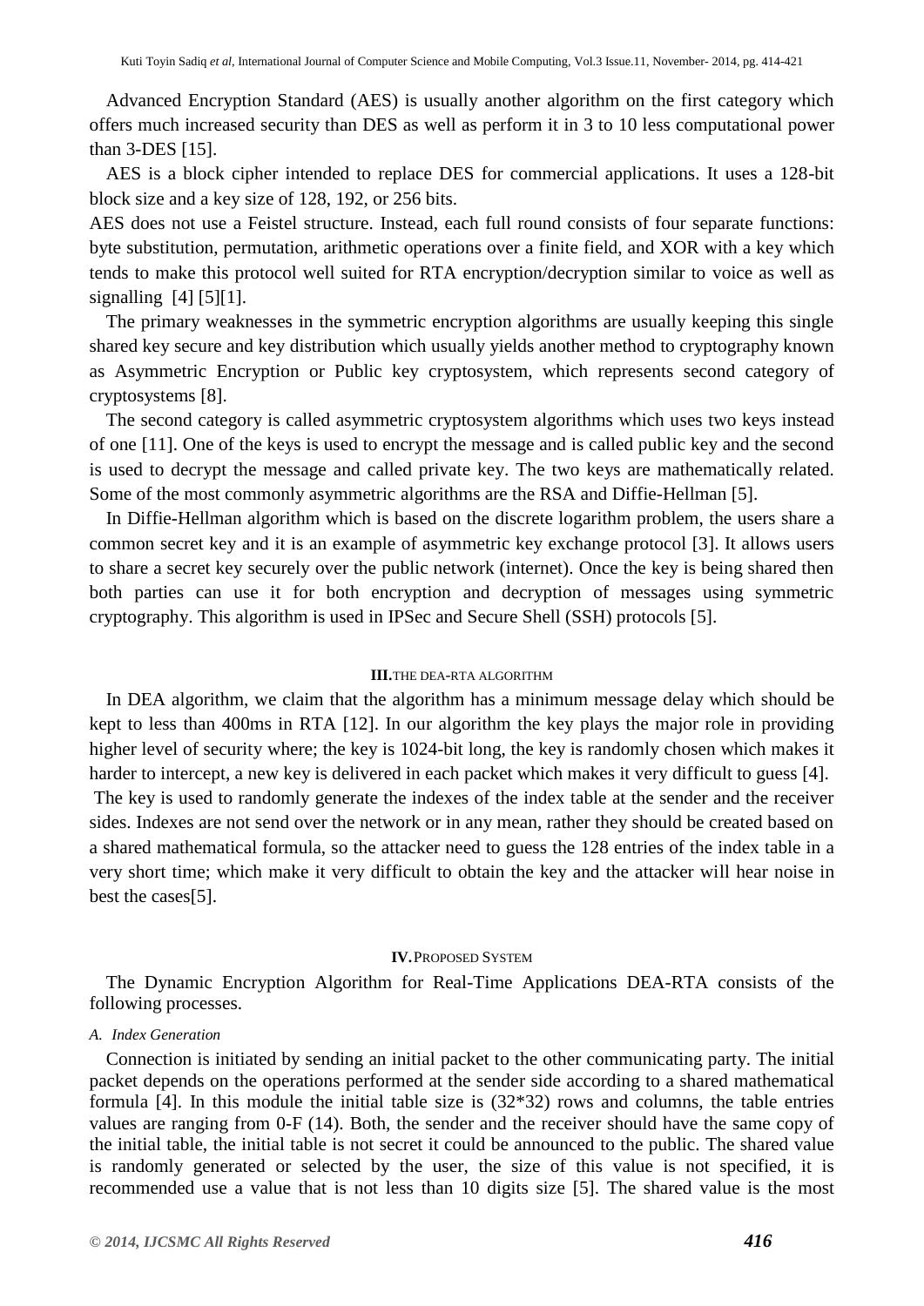Advanced Encryption Standard (AES) is usually another algorithm on the first category which offers much increased security than DES as well as perform it in 3 to 10 less computational power than 3-DES [15].

AES is a block cipher intended to replace DES for commercial applications. It uses a 128-bit block size and a key size of 128, 192, or 256 bits.

AES does not use a Feistel structure. Instead, each full round consists of four separate functions: byte substitution, permutation, arithmetic operations over a finite field, and XOR with a key which tends to make this protocol well suited for RTA encryption/decryption similar to voice as well as signalling [4] [5][1].

The primary weaknesses in the symmetric encryption algorithms are usually keeping this single shared key secure and key distribution which usually yields another method to cryptography known as Asymmetric Encryption or Public key cryptosystem, which represents second category of cryptosystems [8].

The second category is called asymmetric cryptosystem algorithms which uses two keys instead of one [11]. One of the keys is used to encrypt the message and is called public key and the second is used to decrypt the message and called private key. The two keys are mathematically related. Some of the most commonly asymmetric algorithms are the RSA and Diffie-Hellman [5].

In Diffie-Hellman algorithm which is based on the discrete logarithm problem, the users share a common secret key and it is an example of asymmetric key exchange protocol [3]. It allows users to share a secret key securely over the public network (internet). Once the key is being shared then both parties can use it for both encryption and decryption of messages using symmetric cryptography. This algorithm is used in IPSec and Secure Shell (SSH) protocols [5].

## III. THE DEA-RTA ALGORITHM

In DEA algorithm, we claim that the algorithm has a minimum message delay which should be kept to less than 400ms in RTA [12]. In our algorithm the key plays the major role in providing higher level of security where; the key is 1024-bit long, the key is randomly chosen which makes it harder to intercept, a new key is delivered in each packet which makes it very difficult to guess [4].

The key is used to randomly generate the indexes of the index table at the sender and the receiver sides. Indexes are not send over the network or in any mean, rather they should be created based on a shared mathematical formula, so the attacker need to guess the 128 entries of the index table in a very short time; which make it very difficult to obtain the key and the attacker will hear noise in best the cases[5].

## IV. PROPOSED SYSTEM

The Dynamic Encryption Algorithm for Real-Time Applications DEA-RTA consists of the following processes.

### *A. Index Generation*

Connection is initiated by sending an initial packet to the other communicating party. The initial packet depends on the operations performed at the sender side according to a shared mathematical formula [4]. In this module the initial table size is (32*32) rows and columns, the table entries values are ranging from 0-F (14). Both, the sender and the receiver should have the same copy of the initial table, the initial table is not secret it could be announced to the public. The shared value is randomly generated or selected by the user, the size of this value is not specified, it is recommended use a value that is not less than 10 digits size [5]. The shared value is the most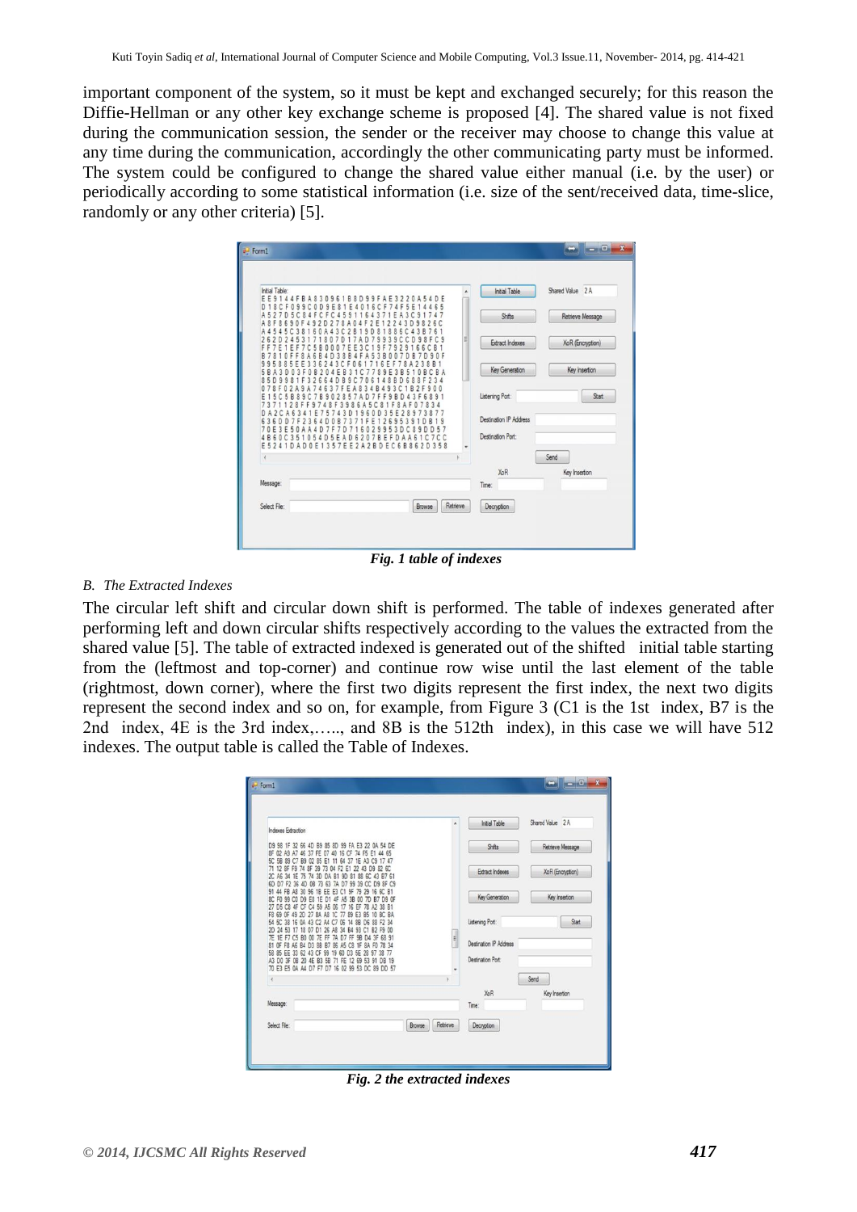important component of the system, so it must be kept and exchanged securely; for this reason the Diffie-Hellman or any other key exchange scheme is proposed [4]. The shared value is not fixed during the communication session, the sender or the receiver may choose to change this value at any time during the communication, accordingly the other communicating party must be informed. The system could be configured to change the shared value either manual (i.e. by the user) or periodically according to some statistical information (i.e. size of the sent/received data, time-slice, randomly or any other criteria) [5].

***Fig. 1 table of indexes***

*B. The Extracted Indexes*

The circular left shift and circular down shift is performed. The table of indexes generated after performing left and down circular shifts respectively according to the values the extracted from the shared value [5]. The table of extracted indexed is generated out of the shifted initial table starting from the (leftmost and top-corner) and continue row wise until the last element of the table (rightmost, down corner), where the first two digits represent the first index, the next two digits represent the second index and so on, for example, from Figure 3 (C1 is the 1st index, B7 is the 2nd index, 4E is the 3rd index,….., and 8B is the 512th index), in this case we will have 512 indexes. The output table is called the Table of Indexes.

***Fig. 2 the extracted indexes***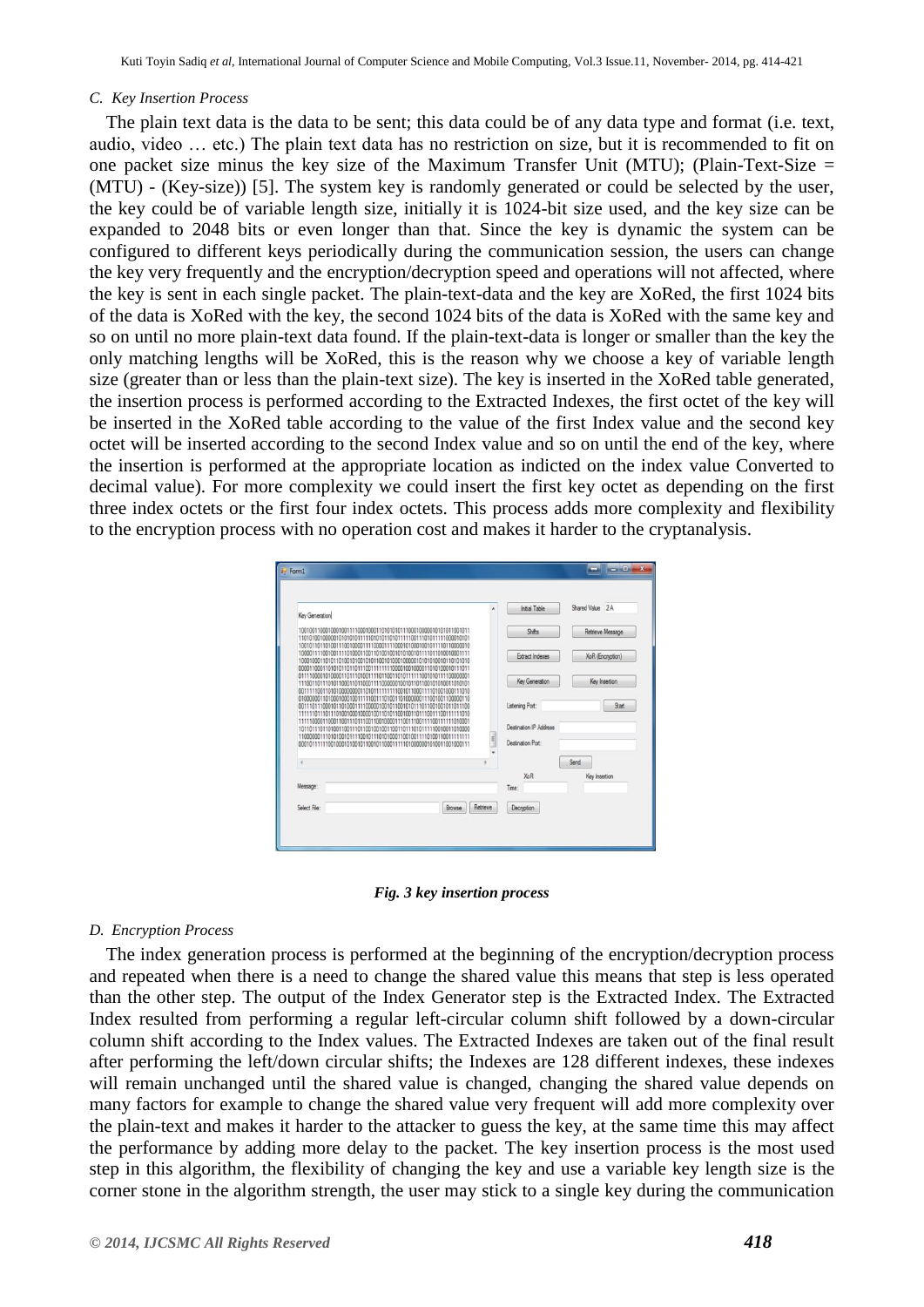### C. Key Insertion Process

The plain text data is the data to be sent; this data could be of any data type and format (i.e. text, audio, video … etc.) The plain text data has no restriction on size, but it is recommended to fit on one packet size minus the key size of the Maximum Transfer Unit (MTU); (Plain-Text-Size = (MTU) - (Key-size)) [5]. The system key is randomly generated or could be selected by the user, the key could be of variable length size, initially it is 1024-bit size used, and the key size can be expanded to 2048 bits or even longer than that. Since the key is dynamic the system can be configured to different keys periodically during the communication session, the users can change the key very frequently and the encryption/decryption speed and operations will not affected, where the key is sent in each single packet. The plain-text-data and the key are XoRed, the first 1024 bits of the data is XoRed with the key, the second 1024 bits of the data is XoRed with the same key and so on until no more plain-text data found. If the plain-text-data is longer or smaller than the key the only matching lengths will be XoRed, this is the reason why we choose a key of variable length size (greater than or less than the plain-text size). The key is inserted in the XoRed table generated, the insertion process is performed according to the Extracted Indexes, the first octet of the key will be inserted in the XoRed table according to the value of the first Index value and the second key octet will be inserted according to the second Index value and so on until the end of the key, where the insertion is performed at the appropriate location as indicted on the index value Converted to decimal value). For more complexity we could insert the first key octet as depending on the first three index octets or the first four index octets. This process adds more complexity and flexibility to the encryption process with no operation cost and makes it harder to the cryptanalysis.

*Fig. 3 key insertion process*

### D. Encryption Process

The index generation process is performed at the beginning of the encryption/decryption process and repeated when there is a need to change the shared value this means that step is less operated than the other step. The output of the Index Generator step is the Extracted Index. The Extracted Index resulted from performing a regular left-circular column shift followed by a down-circular column shift according to the Index values. The Extracted Indexes are taken out of the final result after performing the left/down circular shifts; the Indexes are 128 different indexes, these indexes will remain unchanged until the shared value is changed, changing the shared value depends on many factors for example to change the shared value very frequent will add more complexity over the plain-text and makes it harder to the attacker to guess the key, at the same time this may affect the performance by adding more delay to the packet. The key insertion process is the most used step in this algorithm, the flexibility of changing the key and use a variable key length size is the corner stone in the algorithm strength, the user may stick to a single key during the communication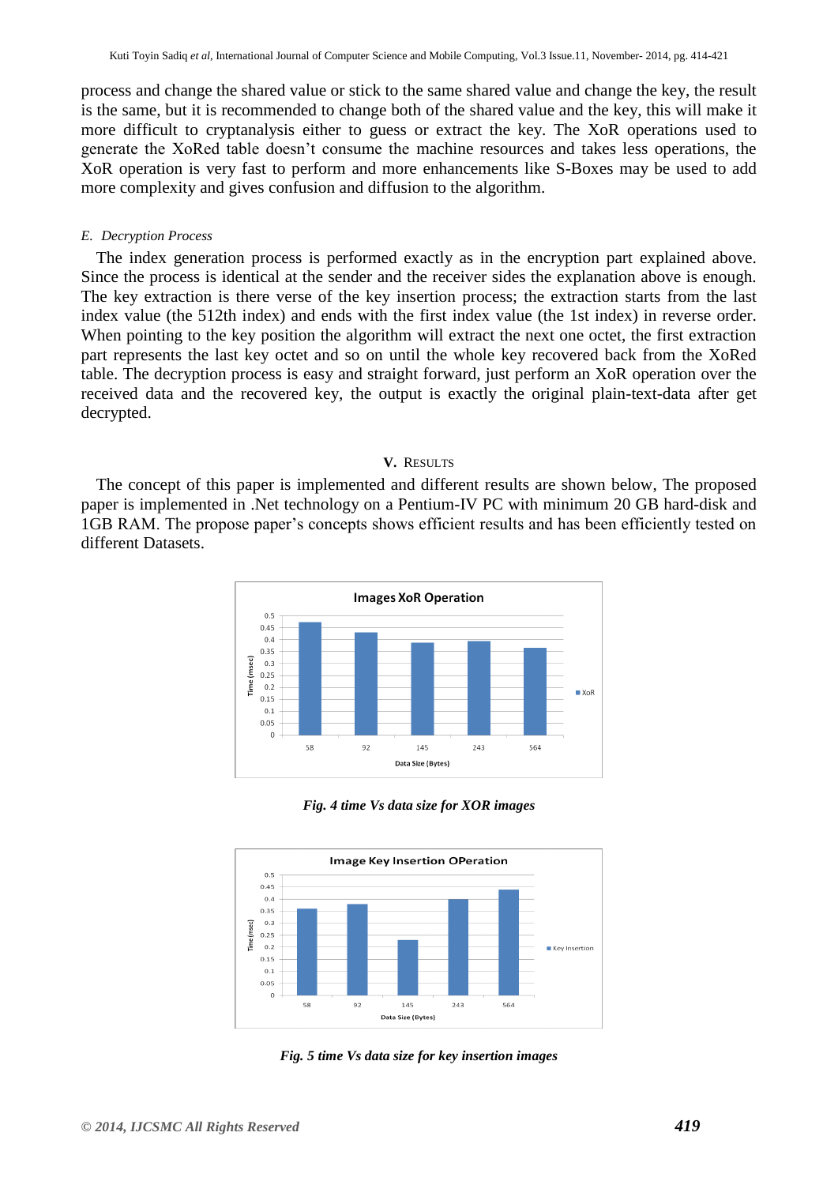process and change the shared value or stick to the same shared value and change the key, the result is the same, but it is recommended to change both of the shared value and the key, this will make it more difficult to cryptanalysis either to guess or extract the key. The XoR operations used to generate the XoRed table doesn't consume the machine resources and takes less operations, the XoR operation is very fast to perform and more enhancements like S-Boxes may be used to add more complexity and gives confusion and diffusion to the algorithm.

### *E. Decryption Process*

The index generation process is performed exactly as in the encryption part explained above. Since the process is identical at the sender and the receiver sides the explanation above is enough. The key extraction is there verse of the key insertion process; the extraction starts from the last index value (the 512th index) and ends with the first index value (the 1st index) in reverse order. When pointing to the key position the algorithm will extract the next one octet, the first extraction part represents the last key octet and so on until the whole key recovered back from the XoRed table. The decryption process is easy and straight forward, just perform an XoR operation over the received data and the recovered key, the output is exactly the original plain-text-data after get decrypted.

## V. RESULTS

The concept of this paper is implemented and different results are shown below, The proposed paper is implemented in .Net technology on a Pentium-IV PC with minimum 20 GB hard-disk and 1GB RAM. The propose paper's concepts shows efficient results and has been efficiently tested on different Datasets.

***Fig. 4 time Vs data size for XOR images***

***Fig. 5 time Vs data size for key insertion images***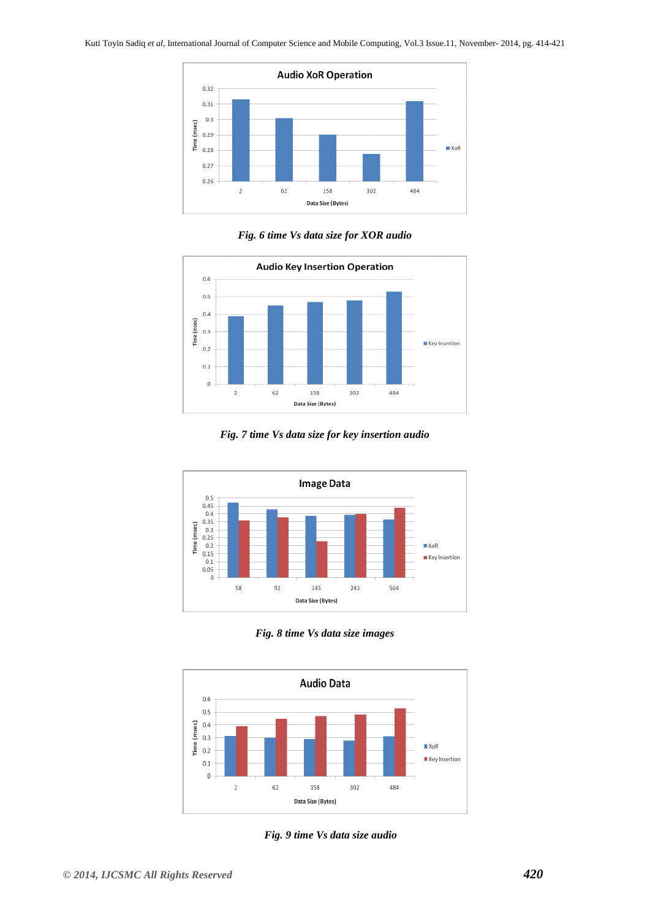*Fig. 6 time Vs data size for XOR audio*

*Fig. 7 time Vs data size for key insertion audio*

*Fig. 8 time Vs data size images*

*Fig. 9 time Vs data size audio*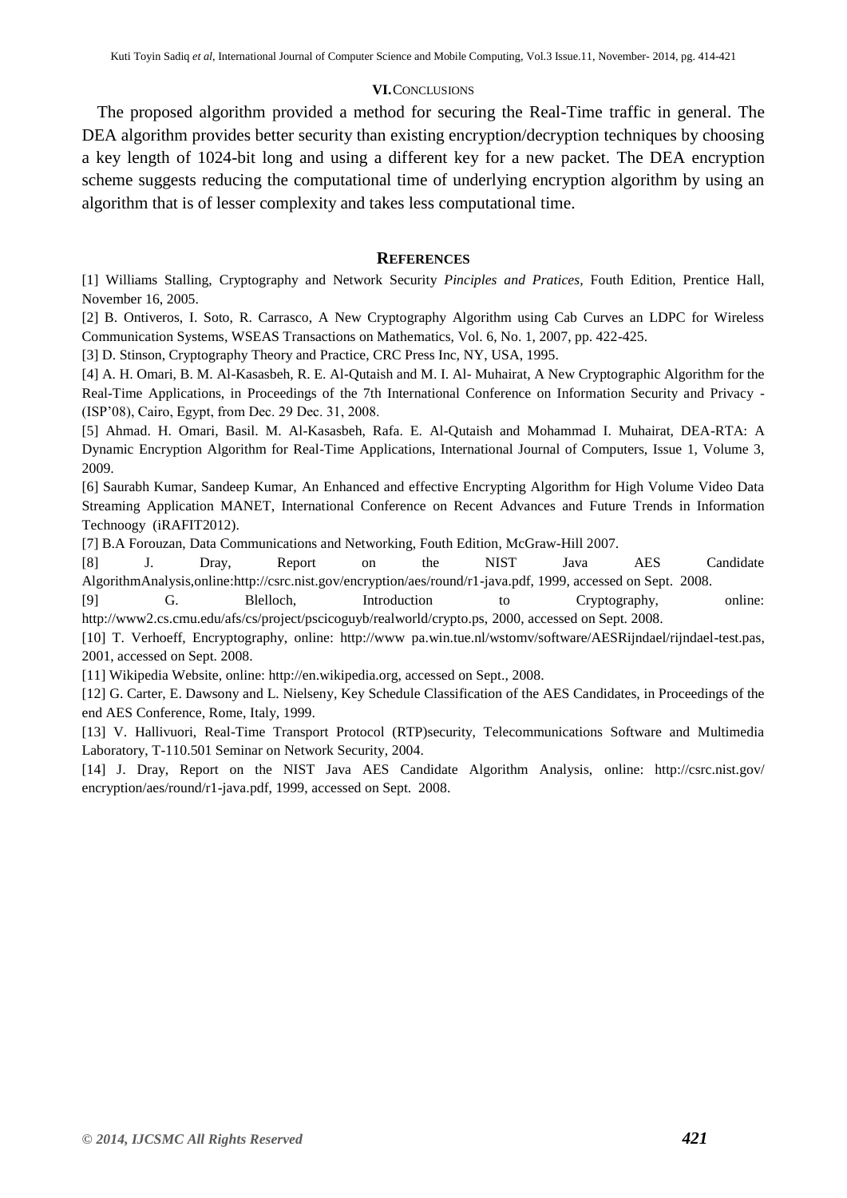## VI. CONCLUSIONS

The proposed algorithm provided a method for securing the Real-Time traffic in general. The DEA algorithm provides better security than existing encryption/decryption techniques by choosing a key length of 1024-bit long and using a different key for a new packet. The DEA encryption scheme suggests reducing the computational time of underlying encryption algorithm by using an algorithm that is of lesser complexity and takes less computational time.

## REFERENCES

[1] Williams Stalling, Cryptography and Network Security *Pinciples and Pratices*, Fouth Edition, Prentice Hall, November 16, 2005.

[2] B. Ontiveros, I. Soto, R. Carrasco, A New Cryptography Algorithm using Cab Curves an LDPC for Wireless Communication Systems, WSEAS Transactions on Mathematics, Vol. 6, No. 1, 2007, pp. 422-425.

[3] D. Stinson, Cryptography Theory and Practice, CRC Press Inc, NY, USA, 1995.

[4] A. H. Omari, B. M. Al-Kasasbeh, R. E. Al-Qutaish and M. I. Al- Muhairat, A New Cryptographic Algorithm for the Real-Time Applications, in Proceedings of the 7th International Conference on Information Security and Privacy - (ISP'08), Cairo, Egypt, from Dec. 29 Dec. 31, 2008.

[5] Ahmad. H. Omari, Basil. M. Al-Kasasbeh, Rafa. E. Al-Qutaish and Mohammad I. Muhairat, DEA-RTA: A Dynamic Encryption Algorithm for Real-Time Applications, International Journal of Computers, Issue 1, Volume 3, 2009.

[6] Saurabh Kumar, Sandeep Kumar, An Enhanced and effective Encrypting Algorithm for High Volume Video Data Streaming Application MANET, International Conference on Recent Advances and Future Trends in Information Technoogy (iRAFIT2012).

[7] B.A Forouzan, Data Communications and Networking, Fouth Edition, McGraw-Hill 2007.

[8] J. Dray, Report on the NIST Java AES Candidate AlgorithmAnalysis,online:http://csrc.nist.gov/encryption/aes/round/r1-java.pdf, 1999, accessed on Sept. 2008.

[9] G. Blelloch, Introduction to Cryptography, online: http://www2.cs.cmu.edu/afs/cs/project/pscicoguyb/realworld/crypto.ps, 2000, accessed on Sept. 2008.

[10] T. Verhoeff, Encryptography, online: http://www pa.win.tue.nl/wstomv/software/AESRijndael/rijndael-test.pas, 2001, accessed on Sept. 2008.

[11] Wikipedia Website, online: http://en.wikipedia.org, accessed on Sept., 2008.

[12] G. Carter, E. Dawsony and L. Nielseny, Key Schedule Classification of the AES Candidates, in Proceedings of the end AES Conference, Rome, Italy, 1999.

[13] V. Hallivuori, Real-Time Transport Protocol (RTP)security, Telecommunications Software and Multimedia Laboratory, T-110.501 Seminar on Network Security, 2004.

[14] J. Dray, Report on the NIST Java AES Candidate Algorithm Analysis, online: http://csrc.nist.gov/ encryption/aes/round/r1-java.pdf, 1999, accessed on Sept. 2008.